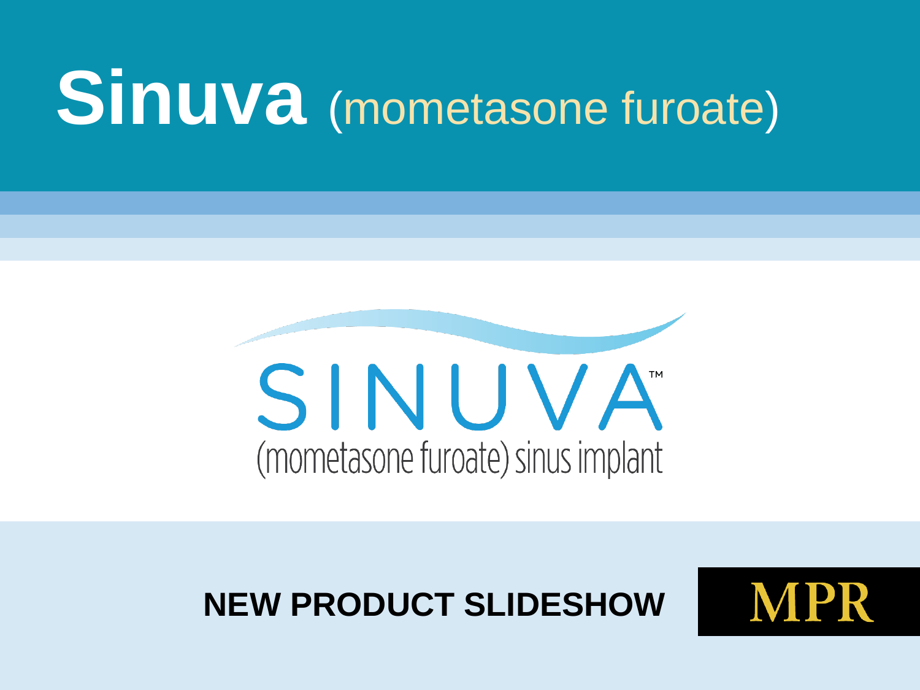# Sinuva (mometasone furoate)

SINUVA™

(mometasone furoate) sinus implant

**NEW PRODUCT SLIDESHOW**

MPR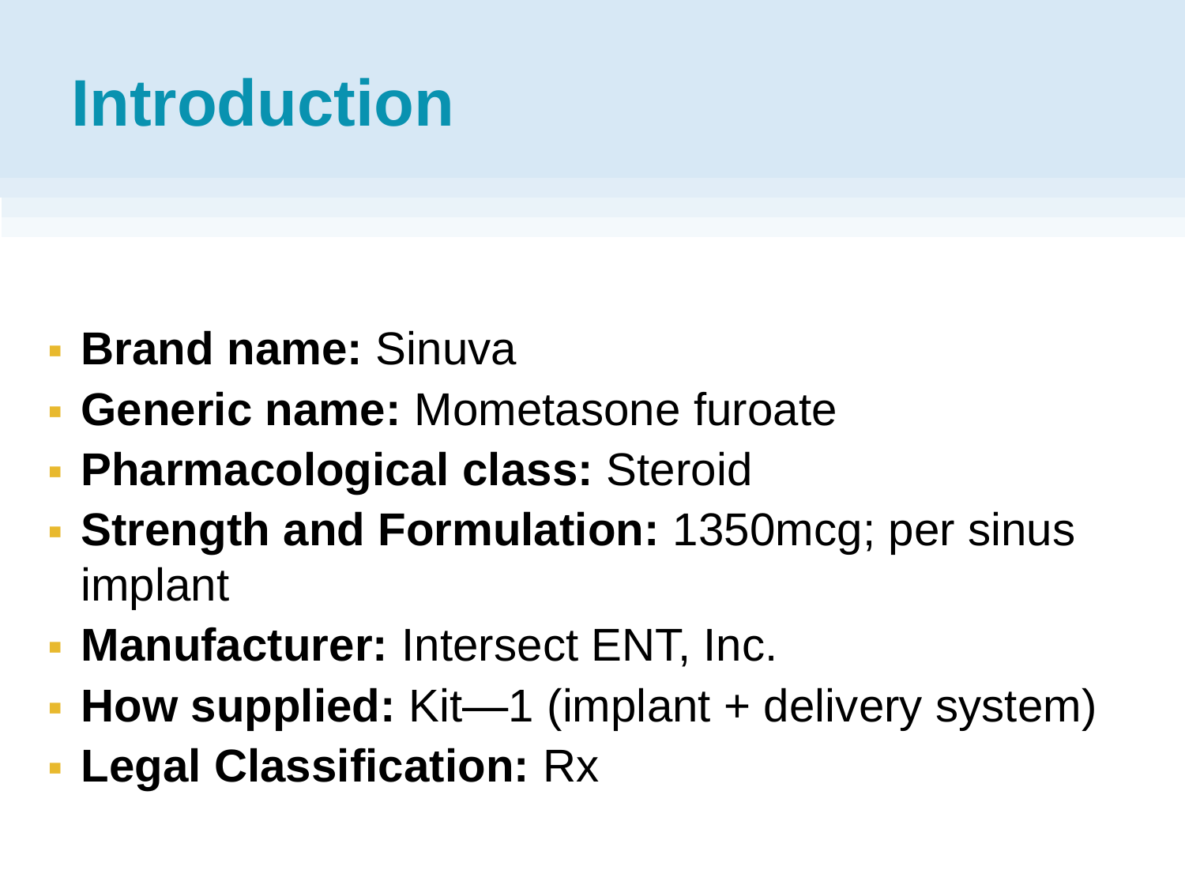# Introduction

- **Brand name:** Sinuva
- **Generic name:** Mometasone furoate
- **Pharmacological class:** Steroid
- **Strength and Formulation:** 1350mcg; per sinus implant
- **Manufacturer:** Intersect ENT, Inc.
- **How supplied:** Kit—1 (implant + delivery system)
- **Legal Classification:** Rx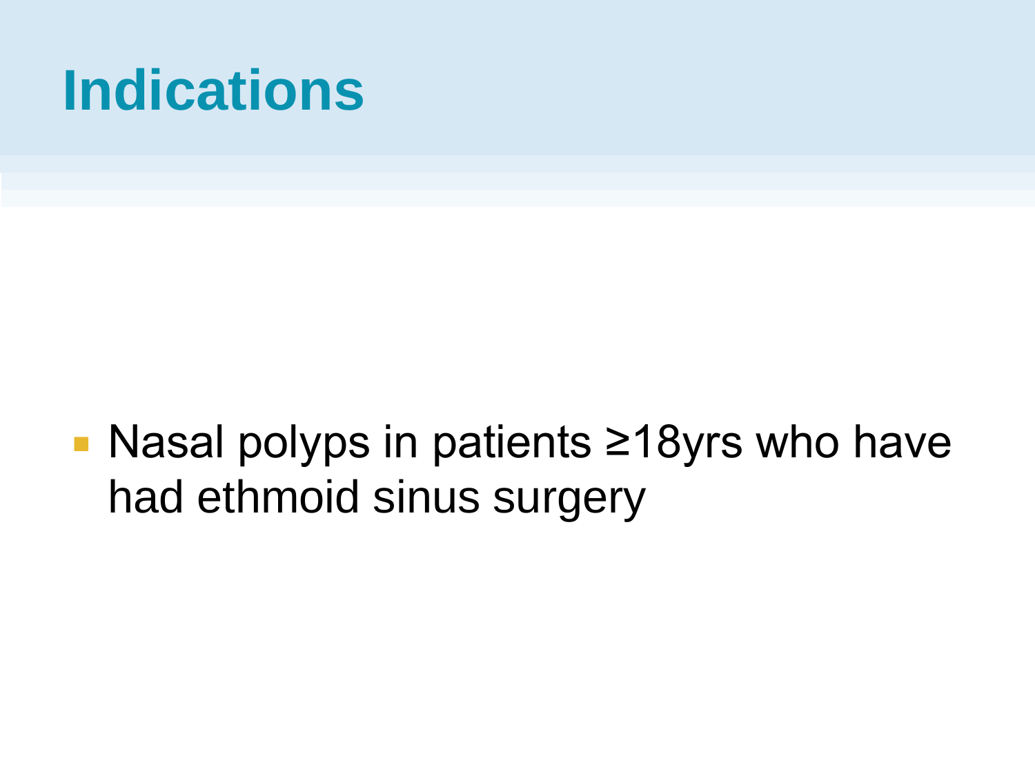# Indications

- Nasal polyps in patients ≥18yrs who have had ethmoid sinus surgery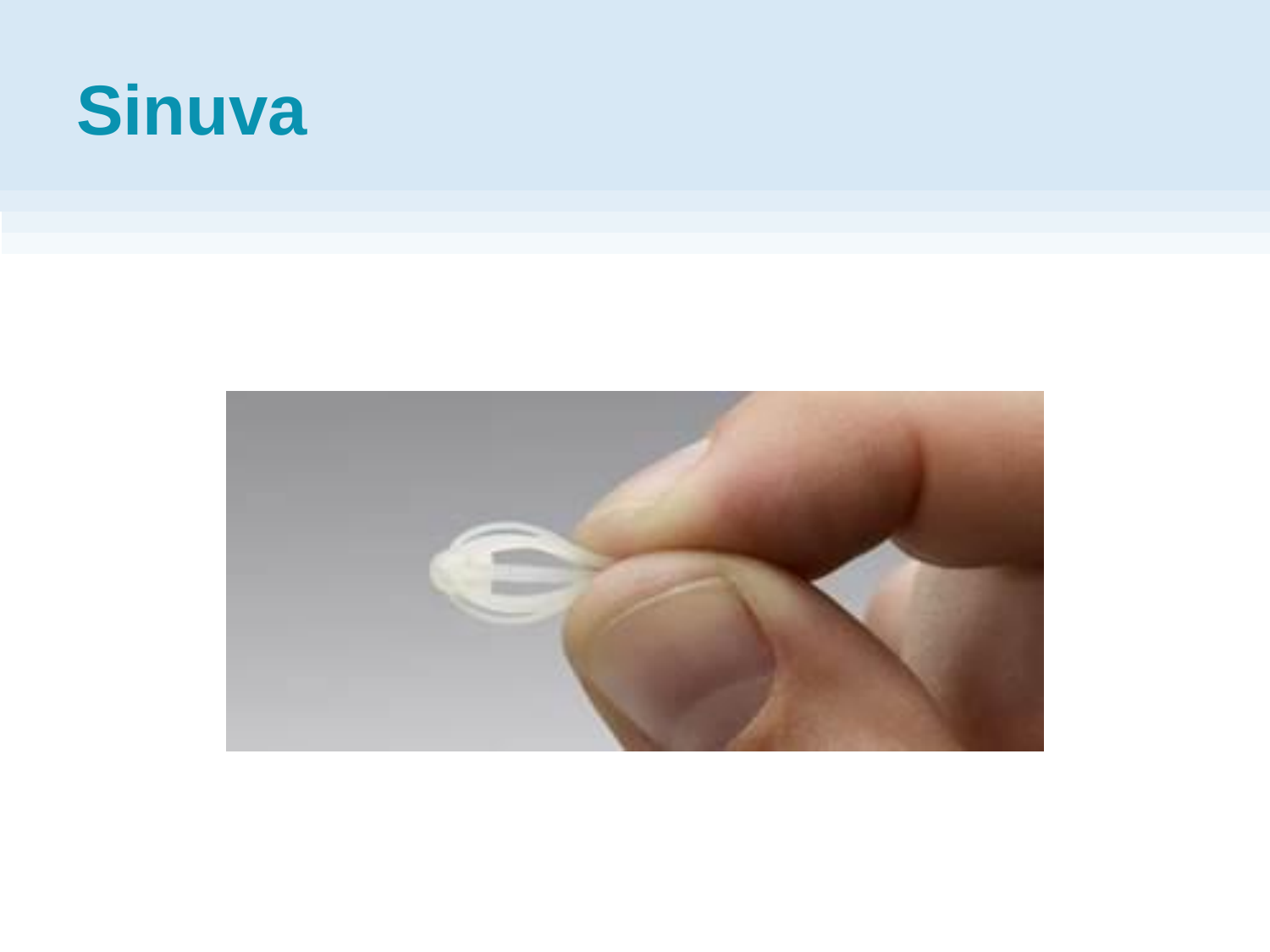# Sinuva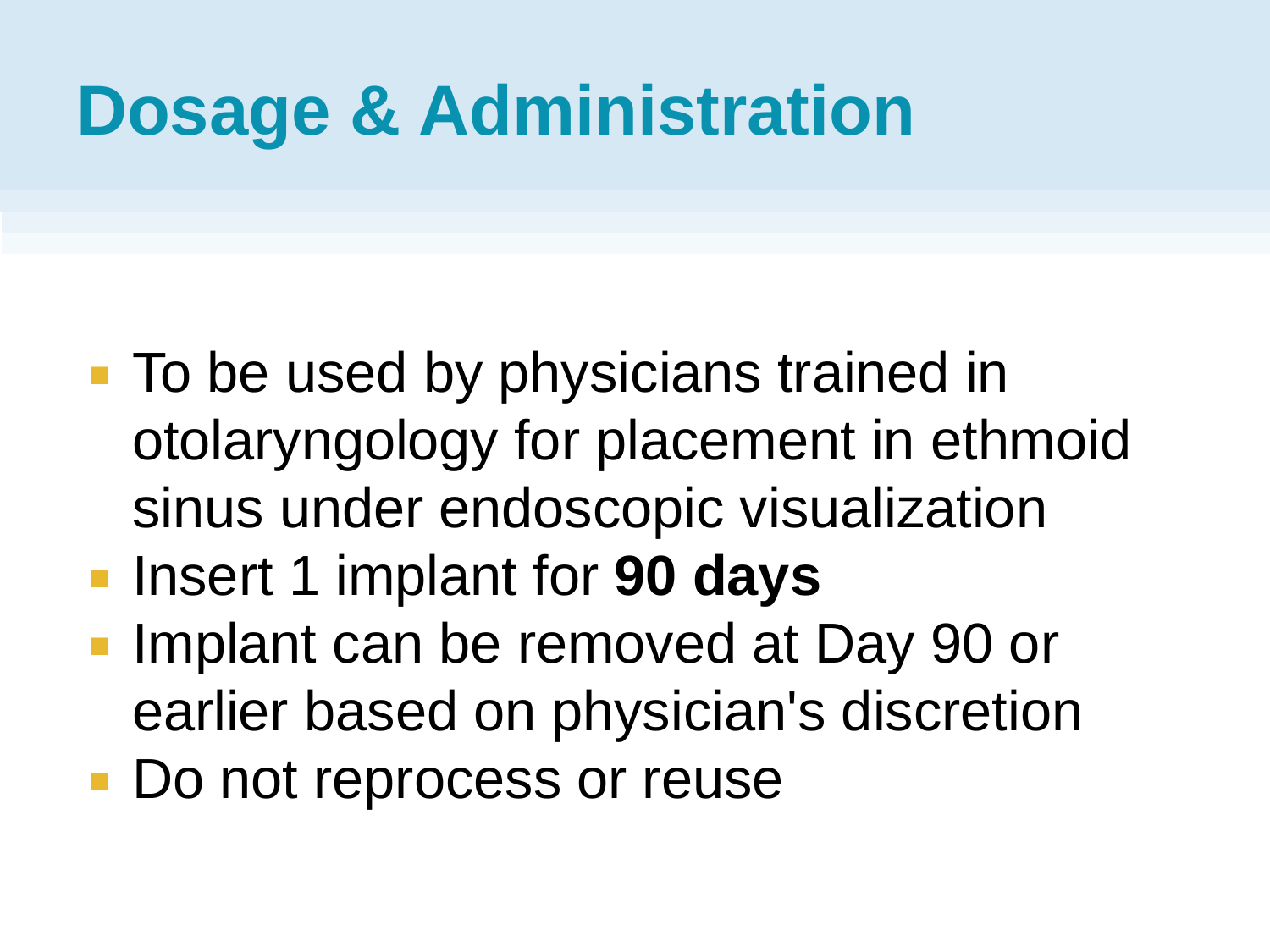# Dosage & Administration

- To be used by physicians trained in otolaryngology for placement in ethmoid sinus under endoscopic visualization
- Insert 1 implant for **90 days**
- Implant can be removed at Day 90 or earlier based on physician's discretion
- Do not reprocess or reuse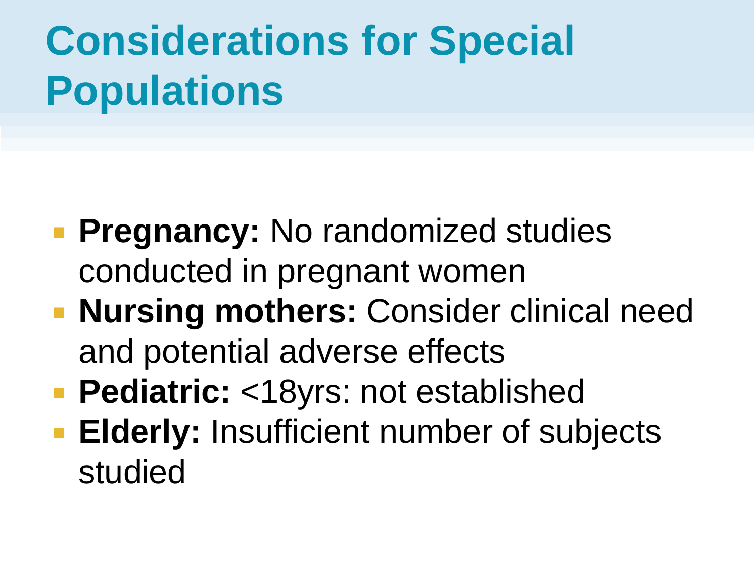# Considerations for Special Populations

- **Pregnancy:** No randomized studies conducted in pregnant women
- **Nursing mothers:** Consider clinical need and potential adverse effects
- **Pediatric:** <18yrs: not established
- **Elderly:** Insufficient number of subjects studied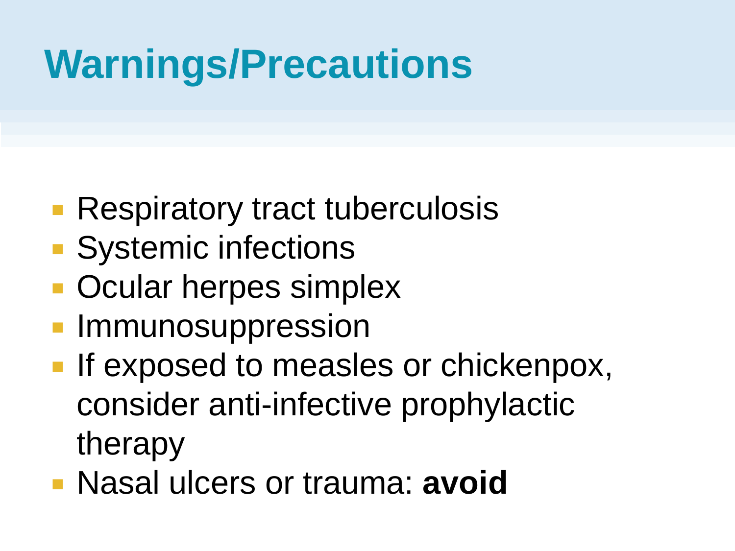# Warnings/Precautions

- Respiratory tract tuberculosis
- Systemic infections
- Ocular herpes simplex
- Immunosuppression
- If exposed to measles or chickenpox, consider anti-infective prophylactic therapy
- Nasal ulcers or trauma: **avoid**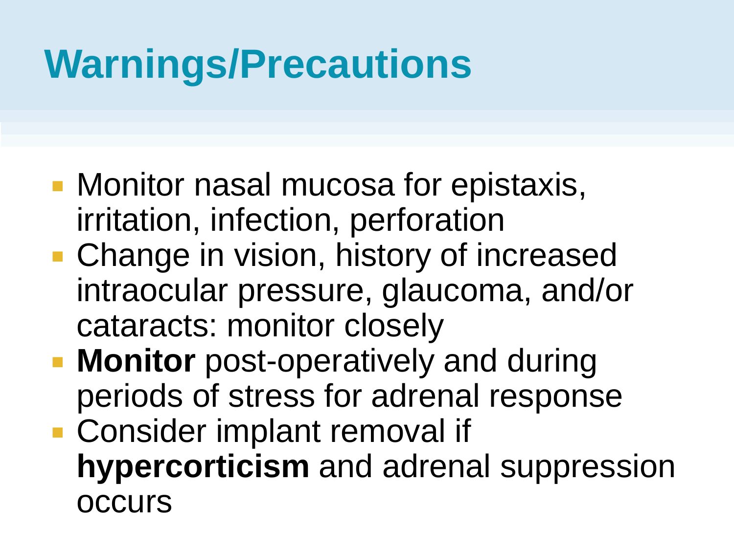# Warnings/Precautions

- Monitor nasal mucosa for epistaxis, irritation, infection, perforation
- Change in vision, history of increased intraocular pressure, glaucoma, and/or cataracts: monitor closely
- **Monitor** post-operatively and during periods of stress for adrenal response
- Consider implant removal if **hypercorticism** and adrenal suppression occurs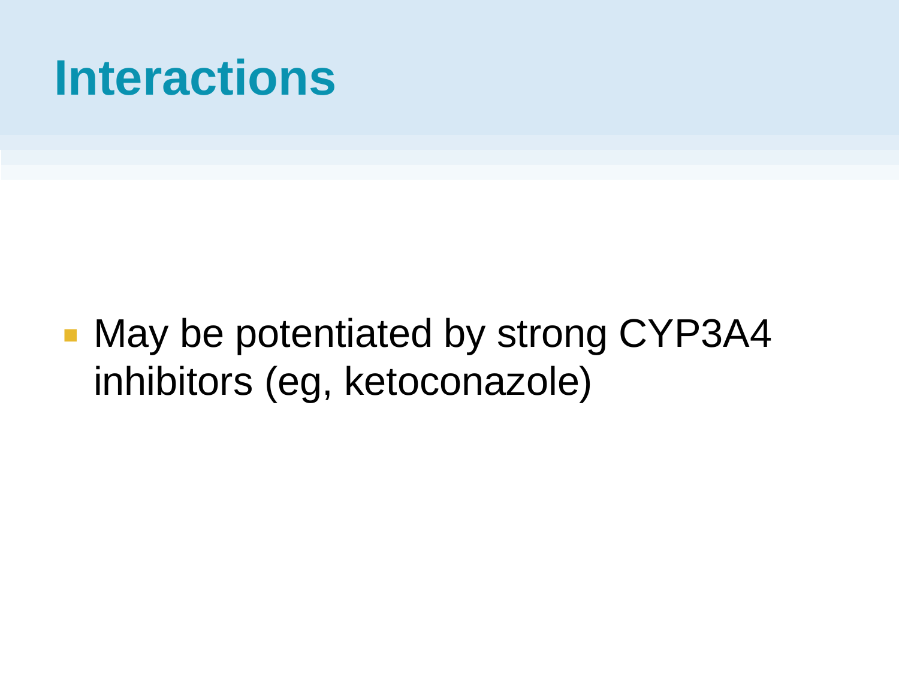# Interactions

- May be potentiated by strong CYP3A4 inhibitors (eg, ketoconazole)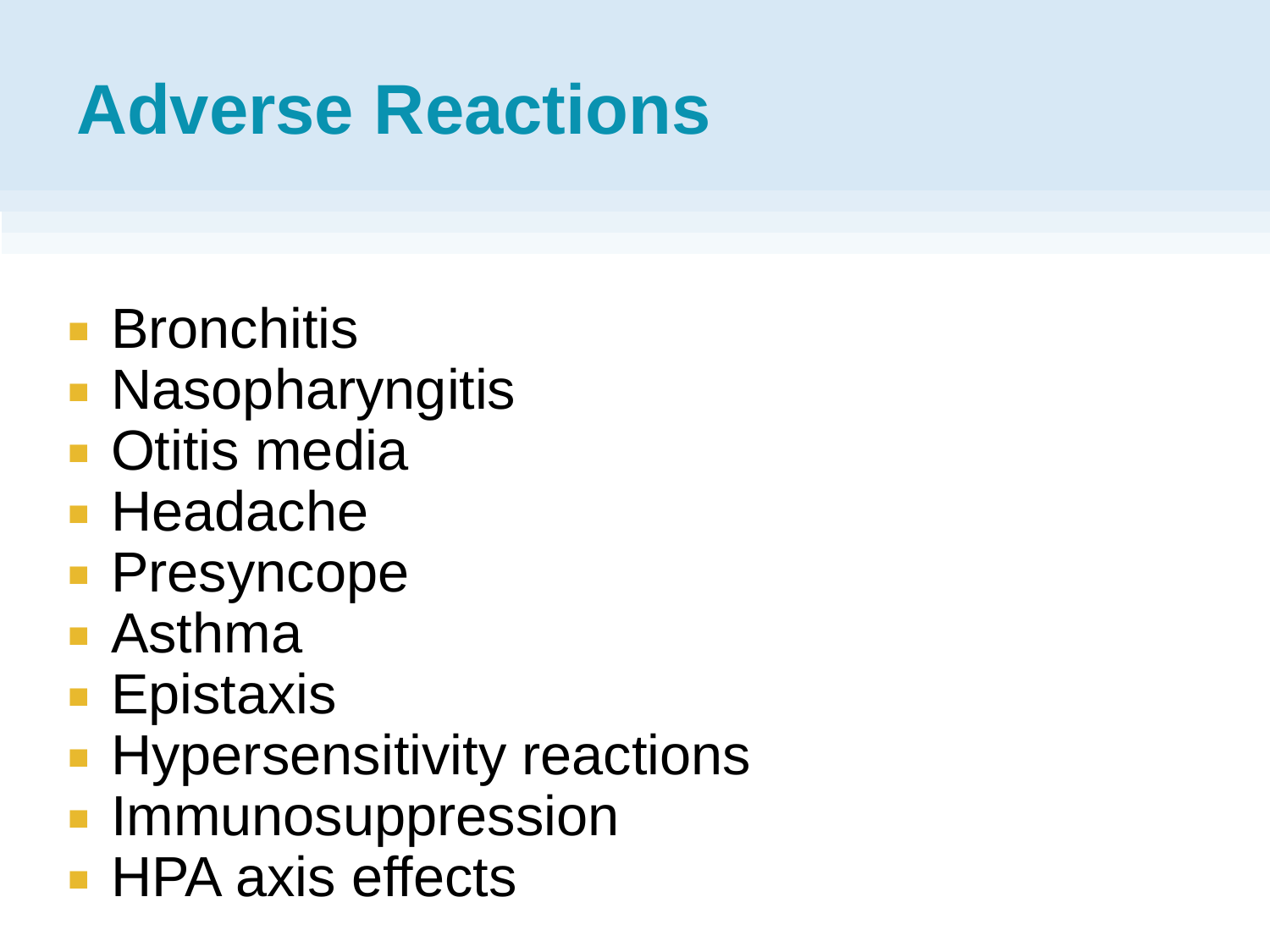# Adverse Reactions

- Bronchitis
- Nasopharyngitis
- Otitis media
- Headache
- Presyncope
- Asthma
- Epistaxis
- Hypersensitivity reactions
- Immunosuppression
- HPA axis effects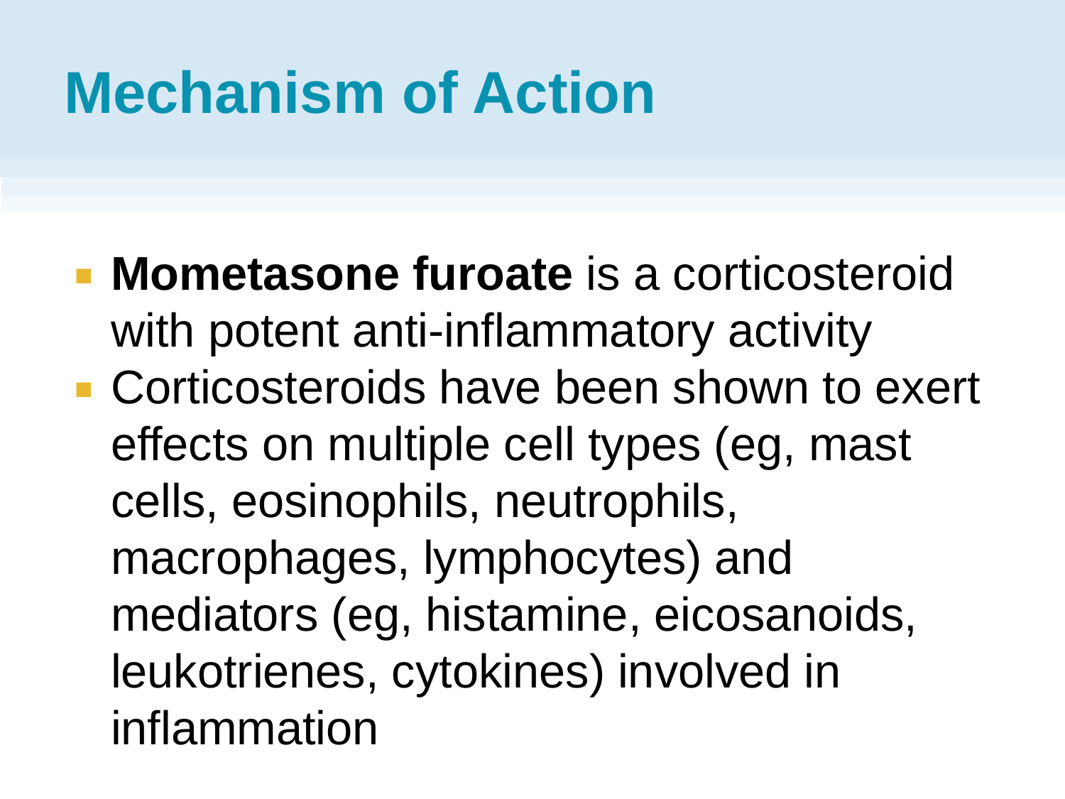# Mechanism of Action

- **Mometasone furoate** is a corticosteroid with potent anti-inflammatory activity
- Corticosteroids have been shown to exert effects on multiple cell types (eg, mast cells, eosinophils, neutrophils, macrophages, lymphocytes) and mediators (eg, histamine, eicosanoids, leukotrienes, cytokines) involved in inflammation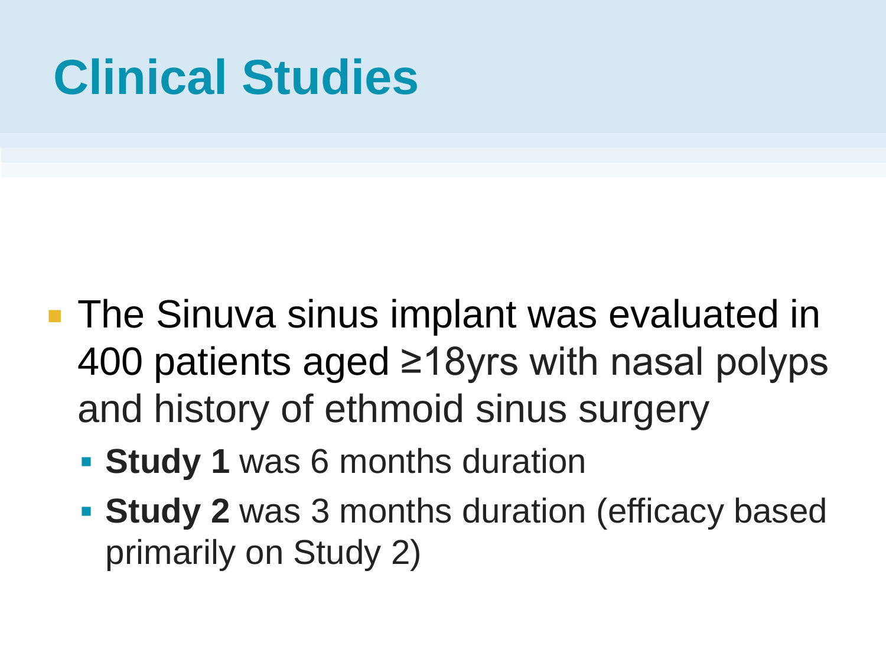# Clinical Studies

- The Sinuva sinus implant was evaluated in 400 patients aged ≥18yrs with nasal polyps and history of ethmoid sinus surgery
  - **Study 1** was 6 months duration
  - **Study 2** was 3 months duration (efficacy based primarily on Study 2)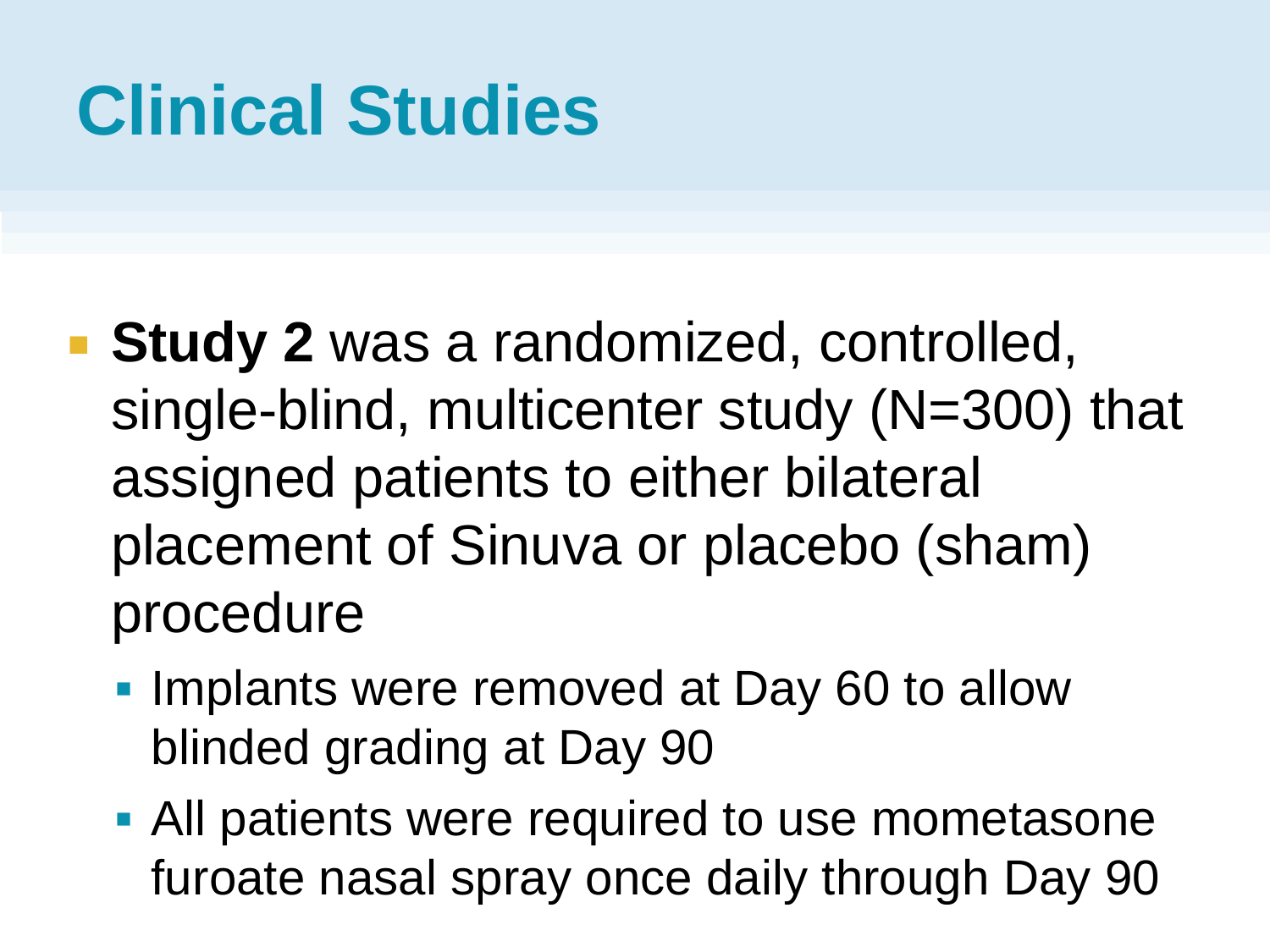# Clinical Studies

- **Study 2** was a randomized, controlled, single-blind, multicenter study (N=300) that assigned patients to either bilateral placement of Sinuva or placebo (sham) procedure
  - Implants were removed at Day 60 to allow blinded grading at Day 90
  - All patients were required to use mometasone furoate nasal spray once daily through Day 90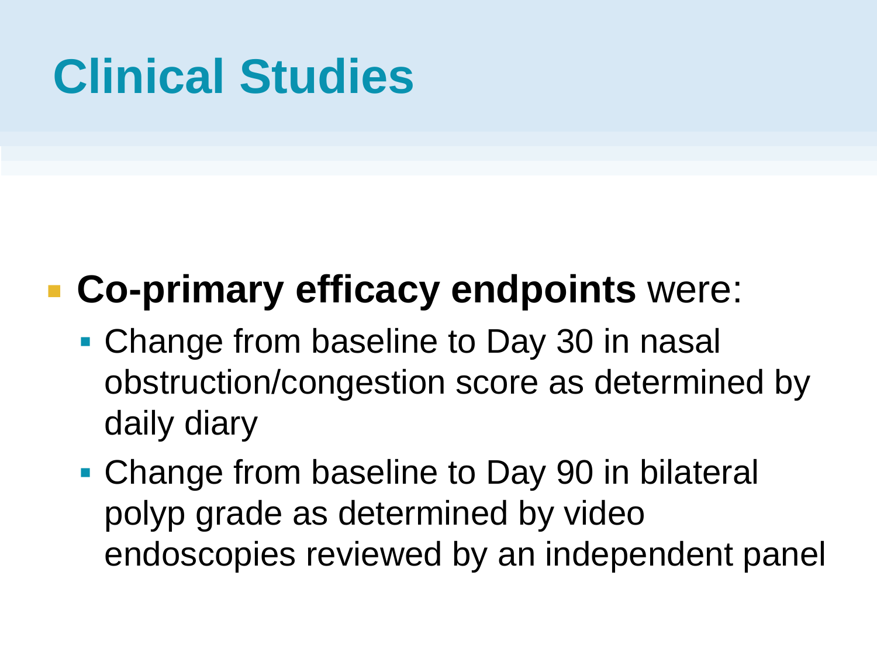# Clinical Studies

- **Co-primary efficacy endpoints** were:
  - Change from baseline to Day 30 in nasal obstruction/congestion score as determined by daily diary
  - Change from baseline to Day 90 in bilateral polyp grade as determined by video endoscopies reviewed by an independent panel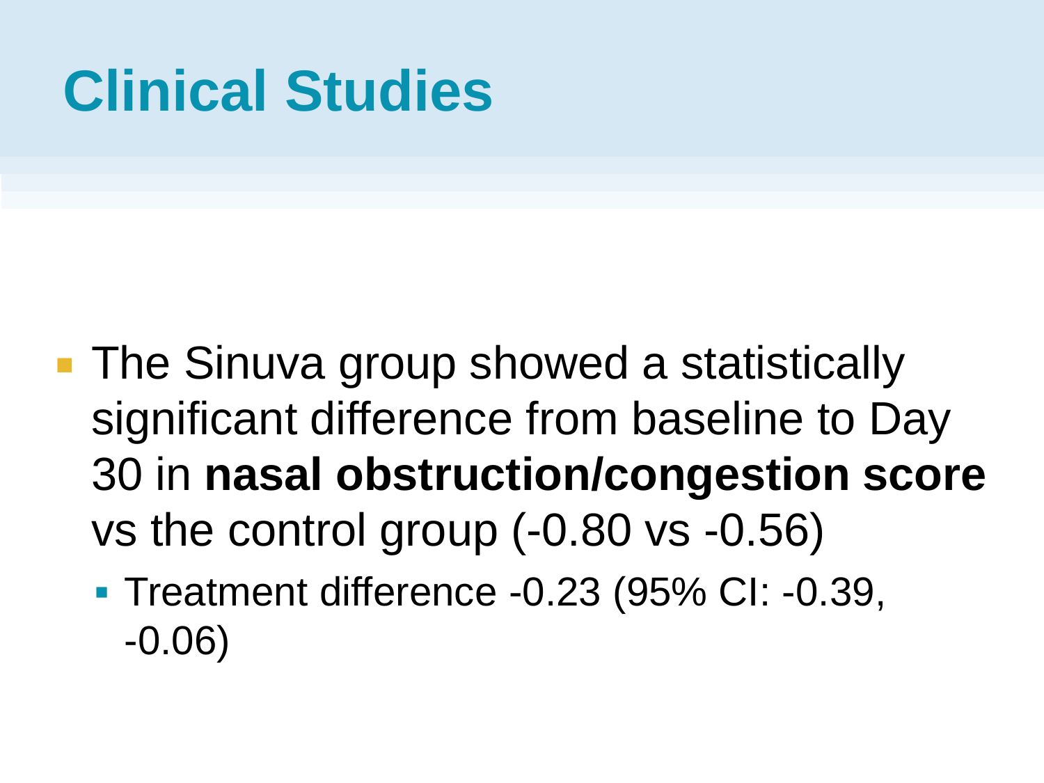# Clinical Studies

- The Sinuva group showed a statistically significant difference from baseline to Day 30 in **nasal obstruction/congestion score** vs the control group (-0.80 vs -0.56)
  - Treatment difference -0.23 (95% CI: -0.39, -0.06)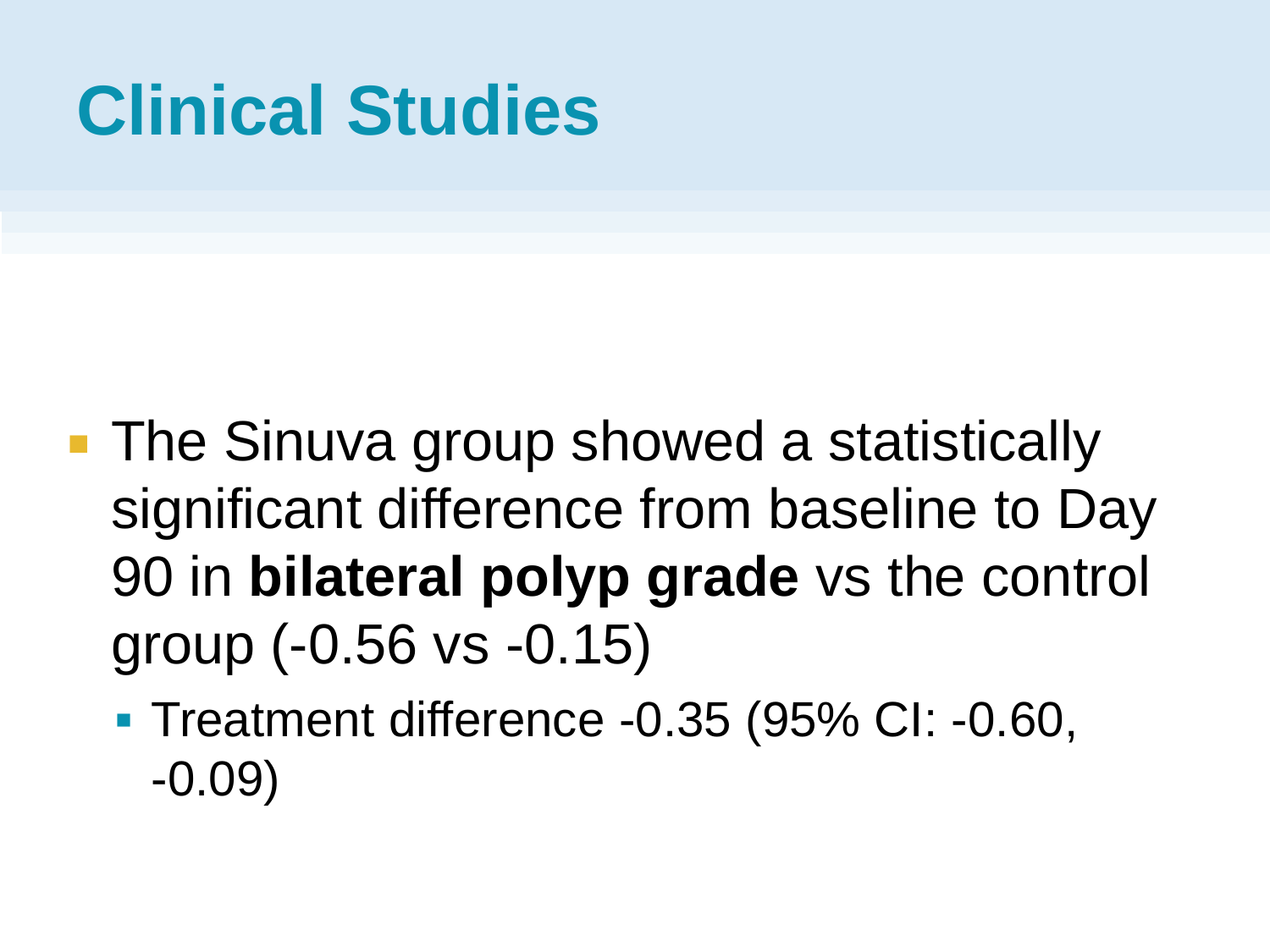# Clinical Studies

- The Sinuva group showed a statistically significant difference from baseline to Day 90 in **bilateral polyp grade** vs the control group (-0.56 vs -0.15)
  - Treatment difference -0.35 (95% CI: -0.60, -0.09)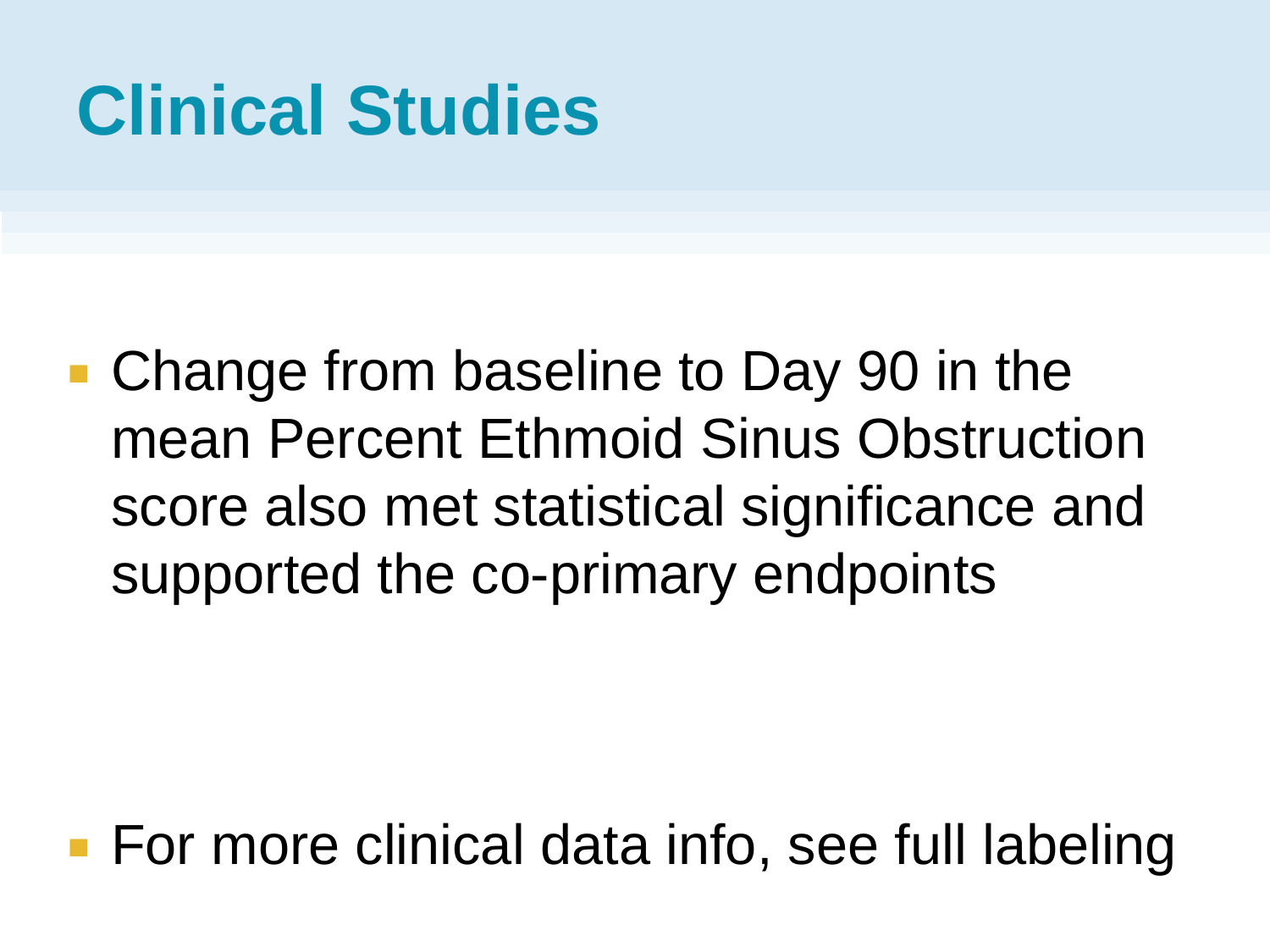# Clinical Studies

- Change from baseline to Day 90 in the mean Percent Ethmoid Sinus Obstruction score also met statistical significance and supported the co-primary endpoints

- For more clinical data info, see full labeling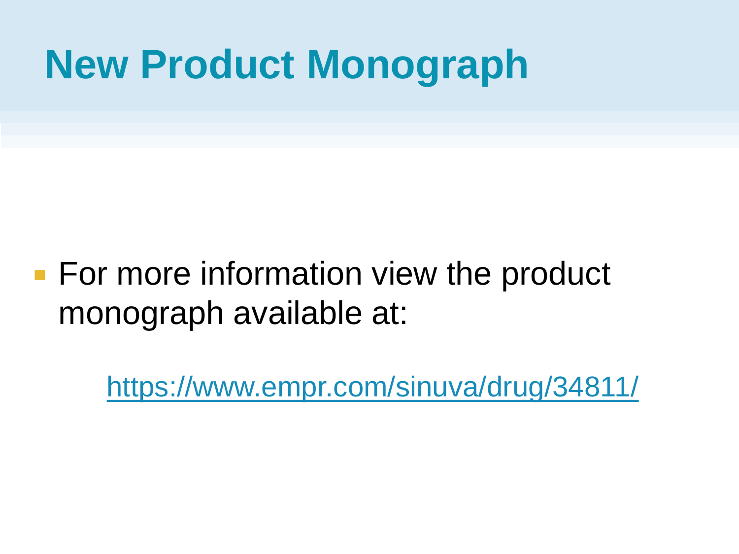# New Product Monograph

- For more information view the product monograph available at:

  https://www.empr.com/sinuva/drug/34811/